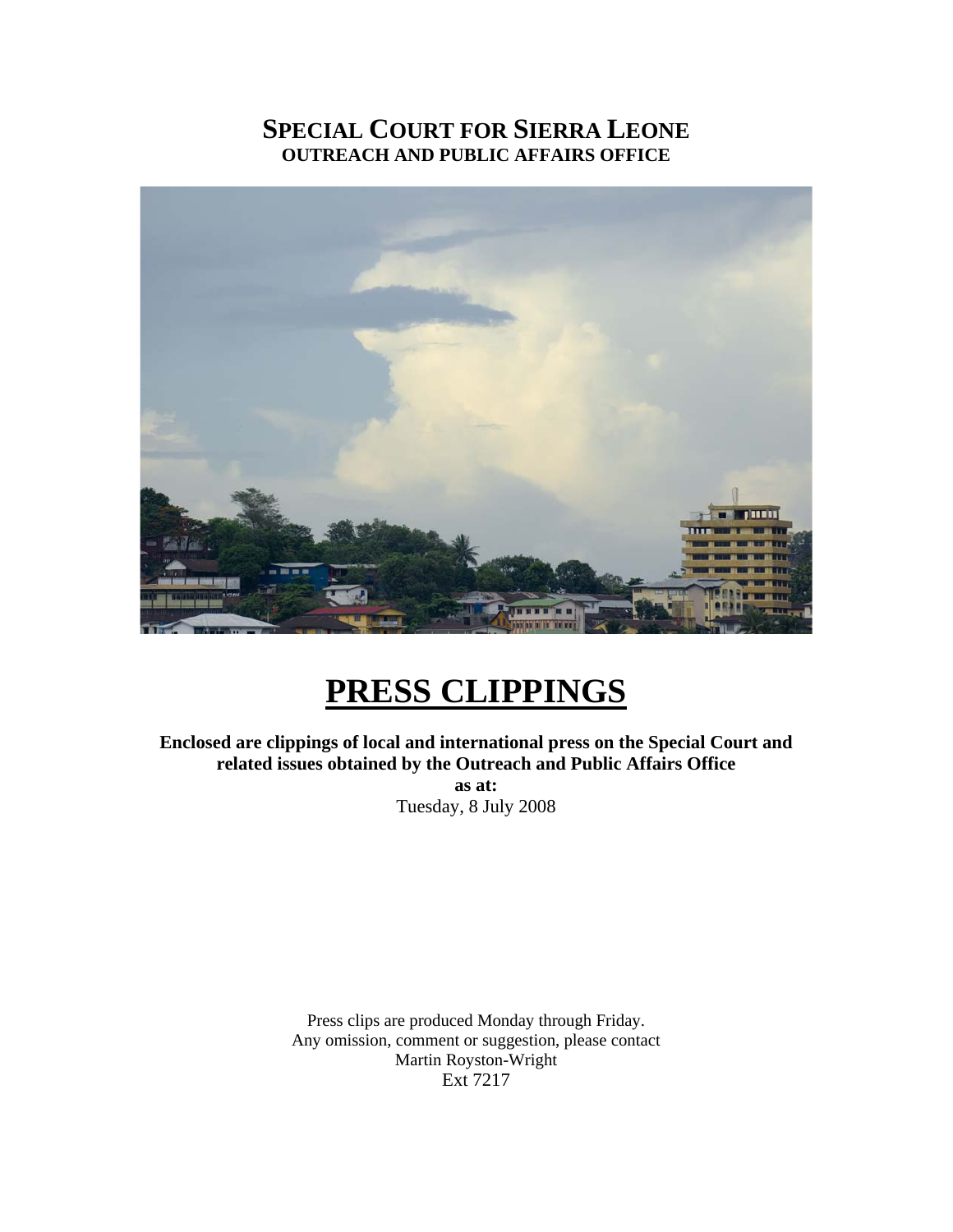# SPECIAL COURT FOR SIERRA LEONE
## OUTREACH AND PUBLIC AFFAIRS OFFICE

# PRESS CLIPPINGS

**Enclosed are clippings of local and international press on the Special Court and related issues obtained by the Outreach and Public Affairs Office**

**as at:**

Tuesday, 8 July 2008

Press clips are produced Monday through Friday.
Any omission, comment or suggestion, please contact
Martin Royston-Wright
Ext 7217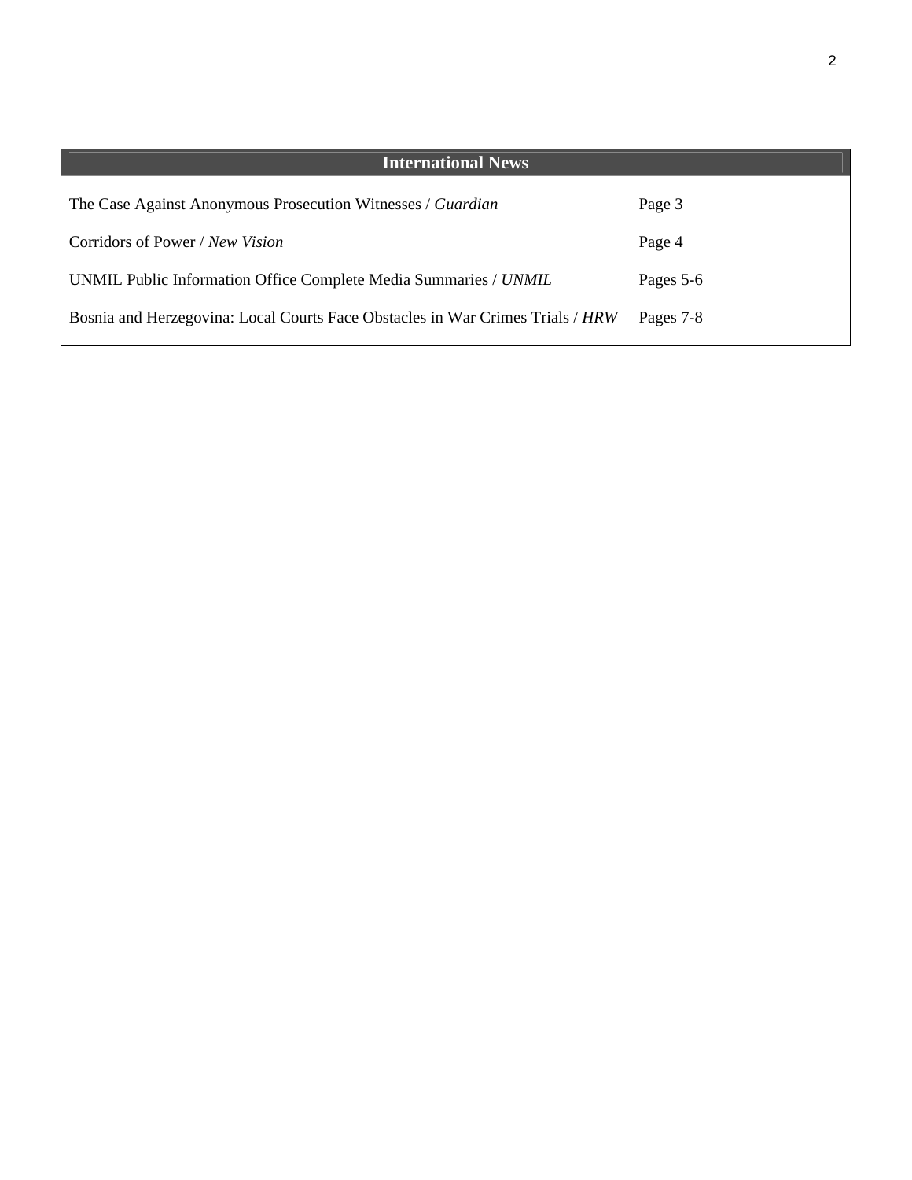## International News

| | |
|---|---|
| The Case Against Anonymous Prosecution Witnesses / *Guardian* | Page 3 |
| Corridors of Power / *New Vision* | Page 4 |
| UNMIL Public Information Office Complete Media Summaries / *UNMIL* | Pages 5-6 |
| Bosnia and Herzegovina: Local Courts Face Obstacles in War Crimes Trials / *HRW* | Pages 7-8 |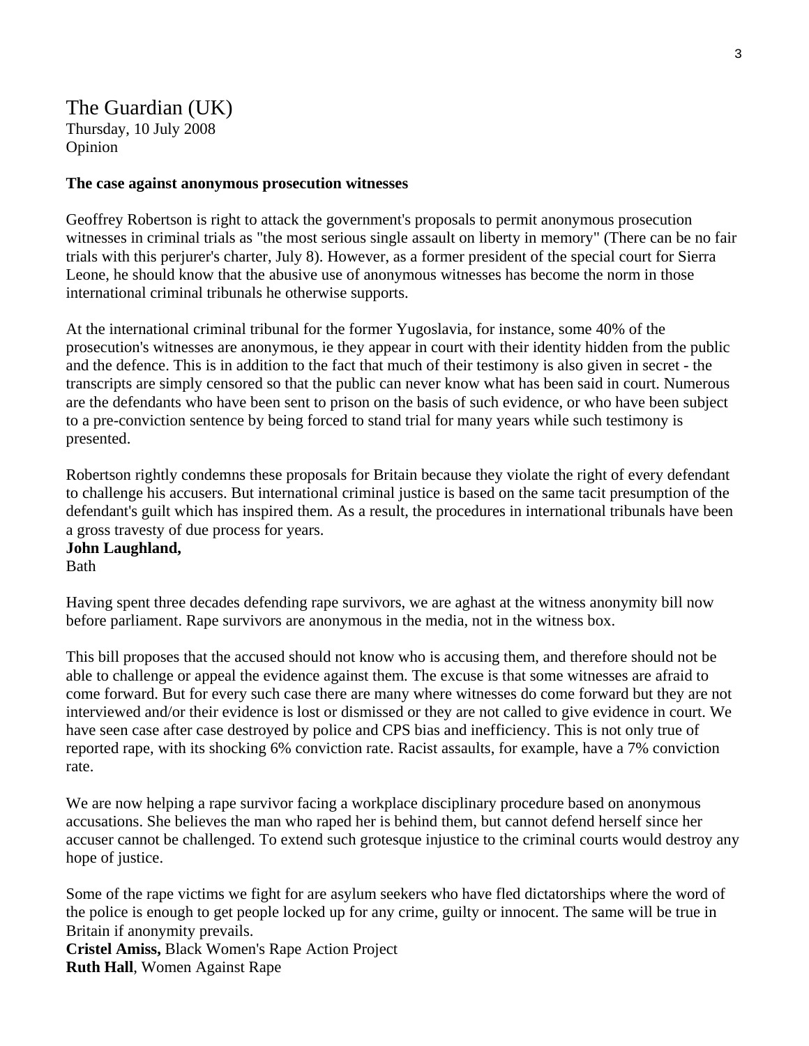# The Guardian (UK)

Thursday, 10 July 2008
Opinion

**The case against anonymous prosecution witnesses**

Geoffrey Robertson is right to attack the government's proposals to permit anonymous prosecution witnesses in criminal trials as "the most serious single assault on liberty in memory" (There can be no fair trials with this perjurer's charter, July 8). However, as a former president of the special court for Sierra Leone, he should know that the abusive use of anonymous witnesses has become the norm in those international criminal tribunals he otherwise supports.

At the international criminal tribunal for the former Yugoslavia, for instance, some 40% of the prosecution's witnesses are anonymous, ie they appear in court with their identity hidden from the public and the defence. This is in addition to the fact that much of their testimony is also given in secret - the transcripts are simply censored so that the public can never know what has been said in court. Numerous are the defendants who have been sent to prison on the basis of such evidence, or who have been subject to a pre-conviction sentence by being forced to stand trial for many years while such testimony is presented.

Robertson rightly condemns these proposals for Britain because they violate the right of every defendant to challenge his accusers. But international criminal justice is based on the same tacit presumption of the defendant's guilt which has inspired them. As a result, the procedures in international tribunals have been a gross travesty of due process for years.

**John Laughland,**
Bath

Having spent three decades defending rape survivors, we are aghast at the witness anonymity bill now before parliament. Rape survivors are anonymous in the media, not in the witness box.

This bill proposes that the accused should not know who is accusing them, and therefore should not be able to challenge or appeal the evidence against them. The excuse is that some witnesses are afraid to come forward. But for every such case there are many where witnesses do come forward but they are not interviewed and/or their evidence is lost or dismissed or they are not called to give evidence in court. We have seen case after case destroyed by police and CPS bias and inefficiency. This is not only true of reported rape, with its shocking 6% conviction rate. Racist assaults, for example, have a 7% conviction rate.

We are now helping a rape survivor facing a workplace disciplinary procedure based on anonymous accusations. She believes the man who raped her is behind them, but cannot defend herself since her accuser cannot be challenged. To extend such grotesque injustice to the criminal courts would destroy any hope of justice.

Some of the rape victims we fight for are asylum seekers who have fled dictatorships where the word of the police is enough to get people locked up for any crime, guilty or innocent. The same will be true in Britain if anonymity prevails.

**Cristel Amiss,** Black Women's Rape Action Project
**Ruth Hall**, Women Against Rape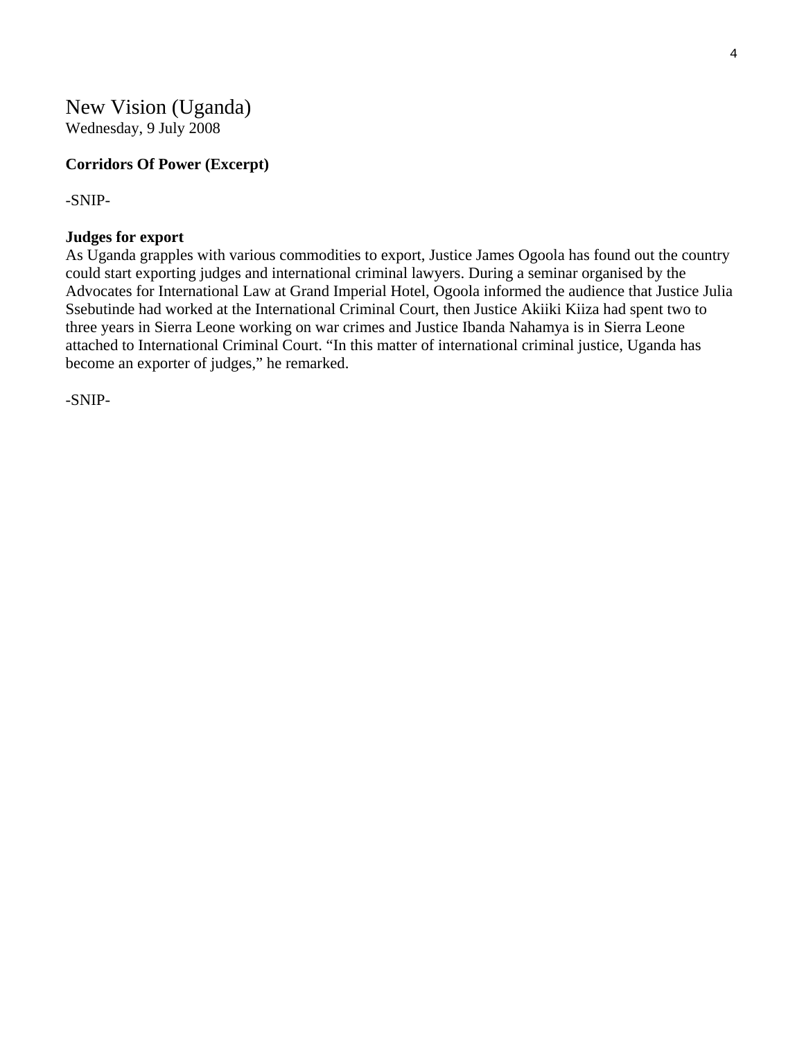# New Vision (Uganda)

Wednesday, 9 July 2008

**Corridors Of Power (Excerpt)**

-SNIP-

**Judges for export**

As Uganda grapples with various commodities to export, Justice James Ogoola has found out the country could start exporting judges and international criminal lawyers. During a seminar organised by the Advocates for International Law at Grand Imperial Hotel, Ogoola informed the audience that Justice Julia Ssebutinde had worked at the International Criminal Court, then Justice Akiiki Kiiza had spent two to three years in Sierra Leone working on war crimes and Justice Ibanda Nahamya is in Sierra Leone attached to International Criminal Court. "In this matter of international criminal justice, Uganda has become an exporter of judges," he remarked.

-SNIP-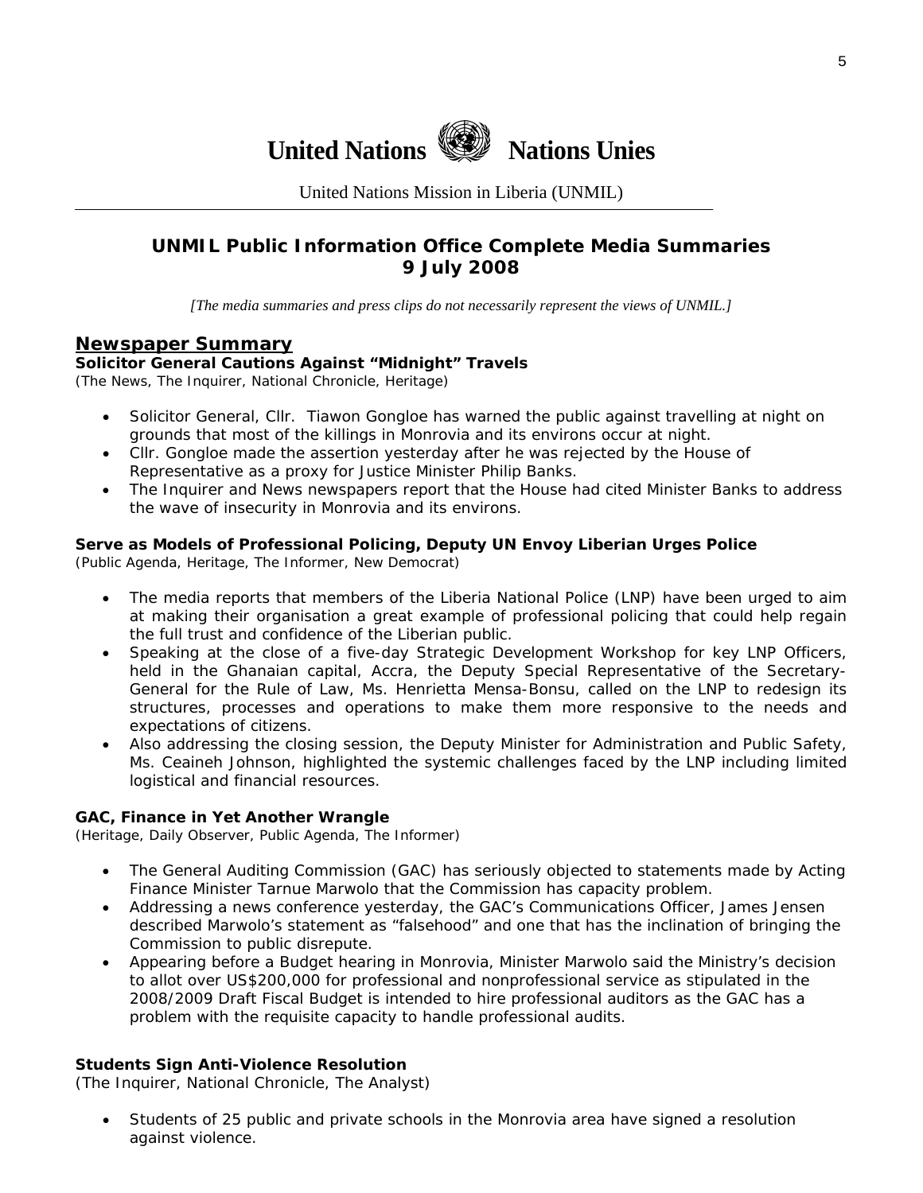# United Nations Nations Unies

United Nations Mission in Liberia (UNMIL)

## UNMIL Public Information Office Complete Media Summaries
## 9 July 2008

*[The media summaries and press clips do not necessarily represent the views of UNMIL.]*

## Newspaper Summary

**Solicitor General Cautions Against "Midnight" Travels**
(The News, The Inquirer, National Chronicle, Heritage)

- Solicitor General, Cllr. Tiawon Gongloe has warned the public against travelling at night on grounds that most of the killings in Monrovia and its environs occur at night.
- Cllr. Gongloe made the assertion yesterday after he was rejected by the House of Representative as a proxy for Justice Minister Philip Banks.
- The Inquirer and News newspapers report that the House had cited Minister Banks to address the wave of insecurity in Monrovia and its environs.

**Serve as Models of Professional Policing, Deputy UN Envoy Liberian Urges Police**
(Public Agenda, Heritage, The Informer, New Democrat)

- The media reports that members of the Liberia National Police (LNP) have been urged to aim at making their organisation a great example of professional policing that could help regain the full trust and confidence of the Liberian public.
- Speaking at the close of a five-day Strategic Development Workshop for key LNP Officers, held in the Ghanaian capital, Accra, the Deputy Special Representative of the Secretary-General for the Rule of Law, Ms. Henrietta Mensa-Bonsu, called on the LNP to redesign its structures, processes and operations to make them more responsive to the needs and expectations of citizens.
- Also addressing the closing session, the Deputy Minister for Administration and Public Safety, Ms. Ceaineh Johnson, highlighted the systemic challenges faced by the LNP including limited logistical and financial resources.

**GAC, Finance in Yet Another Wrangle**
(Heritage, Daily Observer, Public Agenda, The Informer)

- The General Auditing Commission (GAC) has seriously objected to statements made by Acting Finance Minister Tarnue Marwolo that the Commission has capacity problem.
- Addressing a news conference yesterday, the GAC's Communications Officer, James Jensen described Marwolo's statement as "falsehood" and one that has the inclination of bringing the Commission to public disrepute.
- Appearing before a Budget hearing in Monrovia, Minister Marwolo said the Ministry's decision to allot over US$200,000 for professional and nonprofessional service as stipulated in the 2008/2009 Draft Fiscal Budget is intended to hire professional auditors as the GAC has a problem with the requisite capacity to handle professional audits.

**Students Sign Anti-Violence Resolution**
(The Inquirer, National Chronicle, The Analyst)

- Students of 25 public and private schools in the Monrovia area have signed a resolution against violence.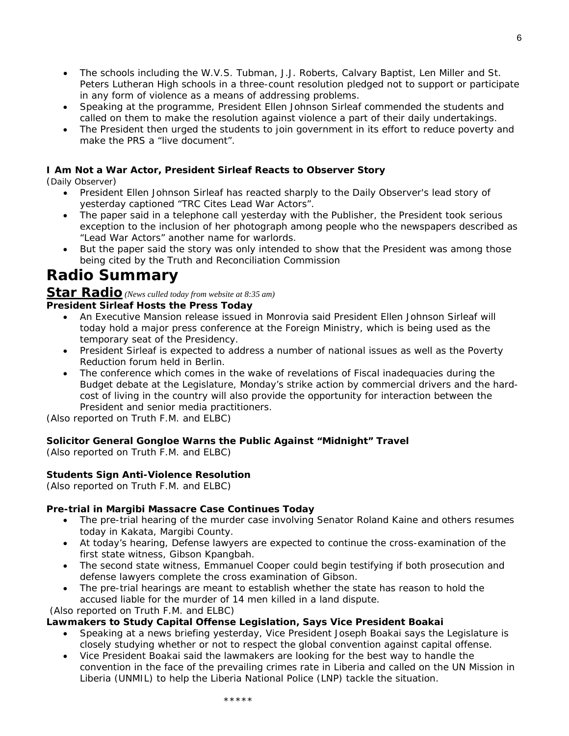- The schools including the W.V.S. Tubman, J.J. Roberts, Calvary Baptist, Len Miller and St. Peters Lutheran High schools in a three-count resolution pledged not to support or participate in any form of violence as a means of addressing problems.
- Speaking at the programme, President Ellen Johnson Sirleaf commended the students and called on them to make the resolution against violence a part of their daily undertakings.
- The President then urged the students to join government in its effort to reduce poverty and make the PRS a "live document".

**I Am Not a War Actor, President Sirleaf Reacts to Observer Story**
(Daily Observer)

- President Ellen Johnson Sirleaf has reacted sharply to the Daily Observer's lead story of yesterday captioned "TRC Cites Lead War Actors".
- The paper said in a telephone call yesterday with the Publisher, the President took serious exception to the inclusion of her photograph among people who the newspapers described as "Lead War Actors" another name for warlords.
- But the paper said the story was only intended to show that the President was among those being cited by the Truth and Reconciliation Commission

# Radio Summary

## Star Radio *(News culled today from website at 8:35 am)*

**President Sirleaf Hosts the Press Today**

- An Executive Mansion release issued in Monrovia said President Ellen Johnson Sirleaf will today hold a major press conference at the Foreign Ministry, which is being used as the temporary seat of the Presidency.
- President Sirleaf is expected to address a number of national issues as well as the Poverty Reduction forum held in Berlin.
- The conference which comes in the wake of revelations of Fiscal inadequacies during the Budget debate at the Legislature, Monday's strike action by commercial drivers and the hard-cost of living in the country will also provide the opportunity for interaction between the President and senior media practitioners.

(Also reported on Truth F.M. and ELBC)

**Solicitor General Gongloe Warns the Public Against "Midnight" Travel**
(Also reported on Truth F.M. and ELBC)

**Students Sign Anti-Violence Resolution**
(Also reported on Truth F.M. and ELBC)

**Pre-trial in Margibi Massacre Case Continues Today**

- The pre-trial hearing of the murder case involving Senator Roland Kaine and others resumes today in Kakata, Margibi County.
- At today's hearing, Defense lawyers are expected to continue the cross-examination of the first state witness, Gibson Kpangbah.
- The second state witness, Emmanuel Cooper could begin testifying if both prosecution and defense lawyers complete the cross examination of Gibson.
- The pre-trial hearings are meant to establish whether the state has reason to hold the accused liable for the murder of 14 men killed in a land dispute.

(Also reported on Truth F.M. and ELBC)

**Lawmakers to Study Capital Offense Legislation, Says Vice President Boakai**

- Speaking at a news briefing yesterday, Vice President Joseph Boakai says the Legislature is closely studying whether or not to respect the global convention against capital offense.
- Vice President Boakai said the lawmakers are looking for the best way to handle the convention in the face of the prevailing crimes rate in Liberia and called on the UN Mission in Liberia (UNMIL) to help the Liberia National Police (LNP) tackle the situation.

\*\*\*\*\*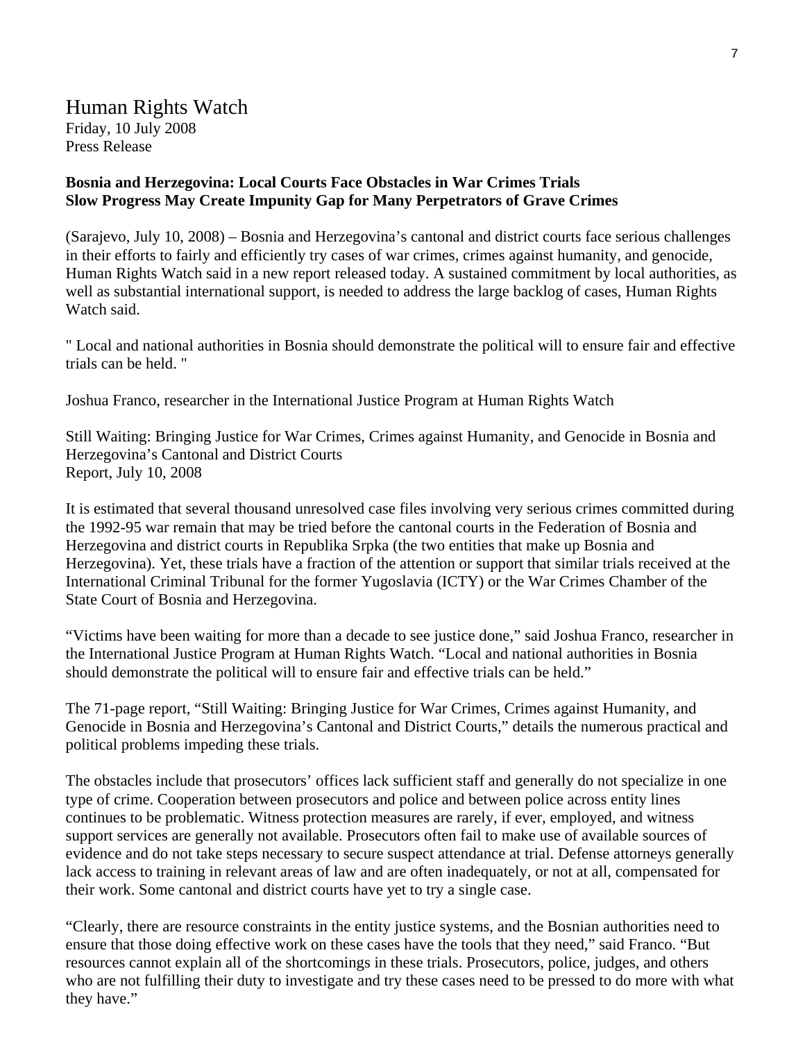# Human Rights Watch

Friday, 10 July 2008
Press Release

**Bosnia and Herzegovina: Local Courts Face Obstacles in War Crimes Trials**
**Slow Progress May Create Impunity Gap for Many Perpetrators of Grave Crimes**

(Sarajevo, July 10, 2008) – Bosnia and Herzegovina's cantonal and district courts face serious challenges in their efforts to fairly and efficiently try cases of war crimes, crimes against humanity, and genocide, Human Rights Watch said in a new report released today. A sustained commitment by local authorities, as well as substantial international support, is needed to address the large backlog of cases, Human Rights Watch said.

" Local and national authorities in Bosnia should demonstrate the political will to ensure fair and effective trials can be held. "

Joshua Franco, researcher in the International Justice Program at Human Rights Watch

Still Waiting: Bringing Justice for War Crimes, Crimes against Humanity, and Genocide in Bosnia and Herzegovina's Cantonal and District Courts
Report, July 10, 2008

It is estimated that several thousand unresolved case files involving very serious crimes committed during the 1992-95 war remain that may be tried before the cantonal courts in the Federation of Bosnia and Herzegovina and district courts in Republika Srpka (the two entities that make up Bosnia and Herzegovina). Yet, these trials have a fraction of the attention or support that similar trials received at the International Criminal Tribunal for the former Yugoslavia (ICTY) or the War Crimes Chamber of the State Court of Bosnia and Herzegovina.

"Victims have been waiting for more than a decade to see justice done," said Joshua Franco, researcher in the International Justice Program at Human Rights Watch. "Local and national authorities in Bosnia should demonstrate the political will to ensure fair and effective trials can be held."

The 71-page report, "Still Waiting: Bringing Justice for War Crimes, Crimes against Humanity, and Genocide in Bosnia and Herzegovina's Cantonal and District Courts," details the numerous practical and political problems impeding these trials.

The obstacles include that prosecutors' offices lack sufficient staff and generally do not specialize in one type of crime. Cooperation between prosecutors and police and between police across entity lines continues to be problematic. Witness protection measures are rarely, if ever, employed, and witness support services are generally not available. Prosecutors often fail to make use of available sources of evidence and do not take steps necessary to secure suspect attendance at trial. Defense attorneys generally lack access to training in relevant areas of law and are often inadequately, or not at all, compensated for their work. Some cantonal and district courts have yet to try a single case.

"Clearly, there are resource constraints in the entity justice systems, and the Bosnian authorities need to ensure that those doing effective work on these cases have the tools that they need," said Franco. "But resources cannot explain all of the shortcomings in these trials. Prosecutors, police, judges, and others who are not fulfilling their duty to investigate and try these cases need to be pressed to do more with what they have."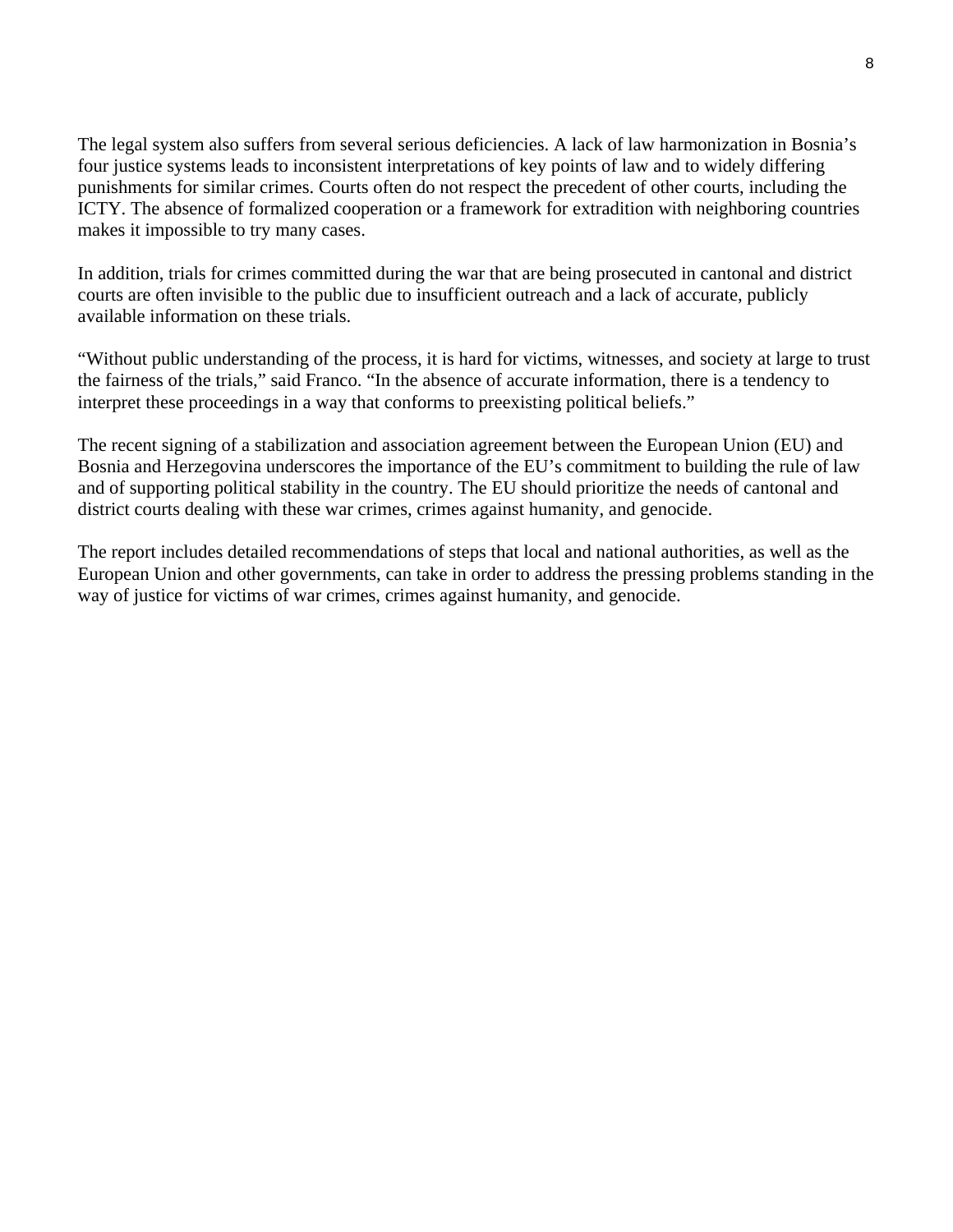The legal system also suffers from several serious deficiencies. A lack of law harmonization in Bosnia's four justice systems leads to inconsistent interpretations of key points of law and to widely differing punishments for similar crimes. Courts often do not respect the precedent of other courts, including the ICTY. The absence of formalized cooperation or a framework for extradition with neighboring countries makes it impossible to try many cases.

In addition, trials for crimes committed during the war that are being prosecuted in cantonal and district courts are often invisible to the public due to insufficient outreach and a lack of accurate, publicly available information on these trials.

"Without public understanding of the process, it is hard for victims, witnesses, and society at large to trust the fairness of the trials," said Franco. "In the absence of accurate information, there is a tendency to interpret these proceedings in a way that conforms to preexisting political beliefs."

The recent signing of a stabilization and association agreement between the European Union (EU) and Bosnia and Herzegovina underscores the importance of the EU's commitment to building the rule of law and of supporting political stability in the country. The EU should prioritize the needs of cantonal and district courts dealing with these war crimes, crimes against humanity, and genocide.

The report includes detailed recommendations of steps that local and national authorities, as well as the European Union and other governments, can take in order to address the pressing problems standing in the way of justice for victims of war crimes, crimes against humanity, and genocide.